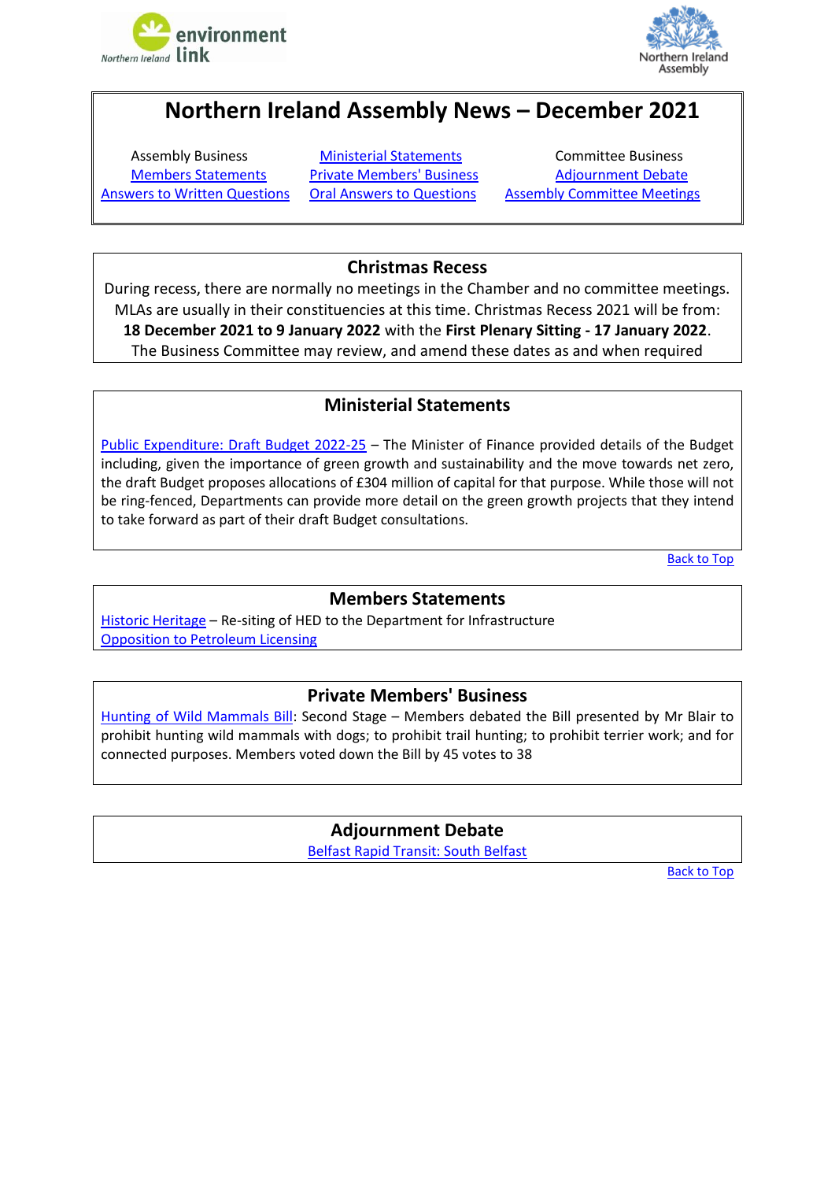# Northern Ireland Assembly News – December 2021

| | | |
|---|---|---|
| Assembly Business | Ministerial Statements | Committee Business |
| Members Statements | Private Members' Business | Adjournment Debate |
| Answers to Written Questions | Oral Answers to Questions | Assembly Committee Meetings |

## Christmas Recess

During recess, there are normally no meetings in the Chamber and no committee meetings. MLAs are usually in their constituencies at this time. Christmas Recess 2021 will be from: **18 December 2021 to 9 January 2022** with the **First Plenary Sitting - 17 January 2022**. The Business Committee may review, and amend these dates as and when required

## Ministerial Statements

Public Expenditure: Draft Budget 2022-25 – The Minister of Finance provided details of the Budget including, given the importance of green growth and sustainability and the move towards net zero, the draft Budget proposes allocations of £304 million of capital for that purpose. While those will not be ring-fenced, Departments can provide more detail on the green growth projects that they intend to take forward as part of their draft Budget consultations.

Back to Top

## Members Statements

Historic Heritage – Re-siting of HED to the Department for Infrastructure

Opposition to Petroleum Licensing

## Private Members' Business

Hunting of Wild Mammals Bill: Second Stage – Members debated the Bill presented by Mr Blair to prohibit hunting wild mammals with dogs; to prohibit trail hunting; to prohibit terrier work; and for connected purposes. Members voted down the Bill by 45 votes to 38

## Adjournment Debate

Belfast Rapid Transit: South Belfast

Back to Top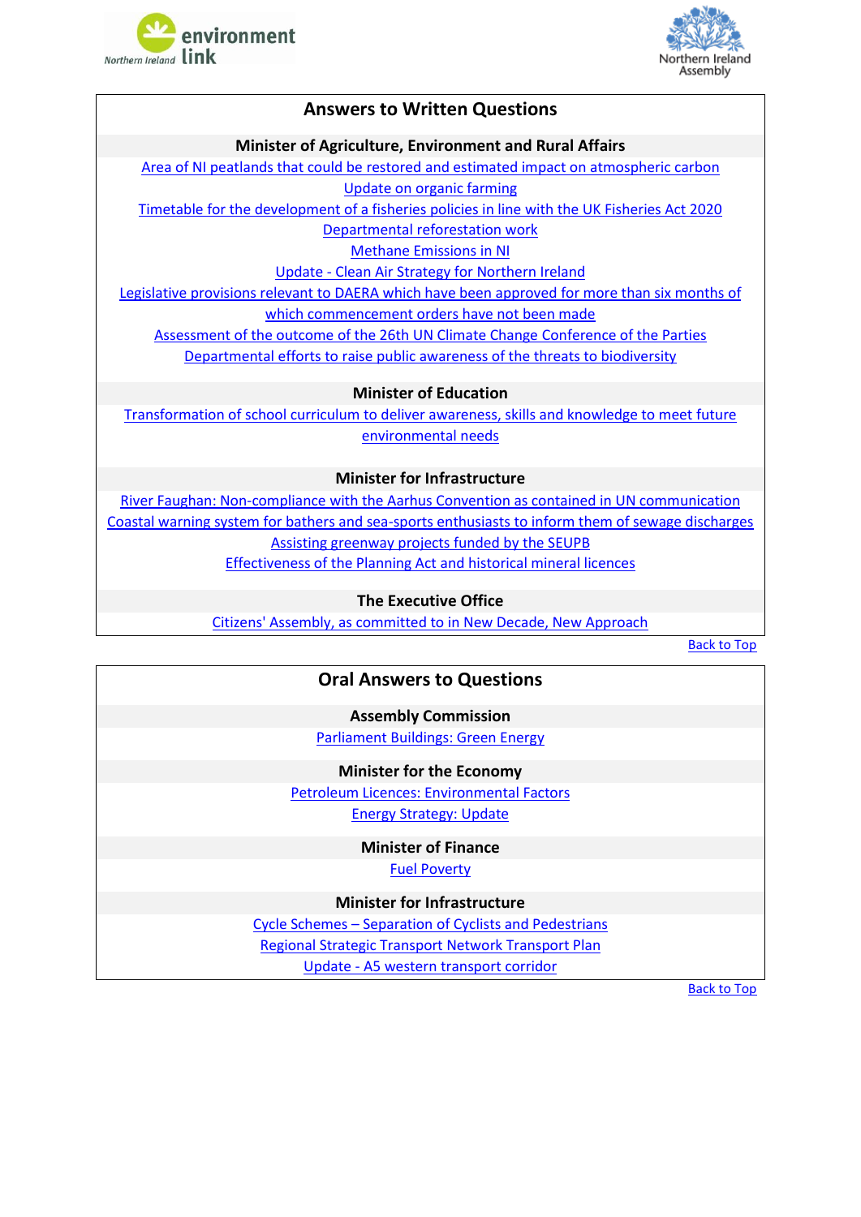## Answers to Written Questions

### Minister of Agriculture, Environment and Rural Affairs

Area of NI peatlands that could be restored and estimated impact on atmospheric carbon

Update on organic farming

Timetable for the development of a fisheries policies in line with the UK Fisheries Act 2020

Departmental reforestation work

Methane Emissions in NI

Update - Clean Air Strategy for Northern Ireland

Legislative provisions relevant to DAERA which have been approved for more than six months of which commencement orders have not been made

Assessment of the outcome of the 26th UN Climate Change Conference of the Parties

Departmental efforts to raise public awareness of the threats to biodiversity

### Minister of Education

Transformation of school curriculum to deliver awareness, skills and knowledge to meet future environmental needs

### Minister for Infrastructure

River Faughan: Non-compliance with the Aarhus Convention as contained in UN communication

Coastal warning system for bathers and sea-sports enthusiasts to inform them of sewage discharges

Assisting greenway projects funded by the SEUPB

Effectiveness of the Planning Act and historical mineral licences

### The Executive Office

Citizens' Assembly, as committed to in New Decade, New Approach

Back to Top

## Oral Answers to Questions

### Assembly Commission

Parliament Buildings: Green Energy

### Minister for the Economy

Petroleum Licences: Environmental Factors

Energy Strategy: Update

### Minister of Finance

Fuel Poverty

### Minister for Infrastructure

Cycle Schemes – Separation of Cyclists and Pedestrians

Regional Strategic Transport Network Transport Plan

Update - A5 western transport corridor

Back to Top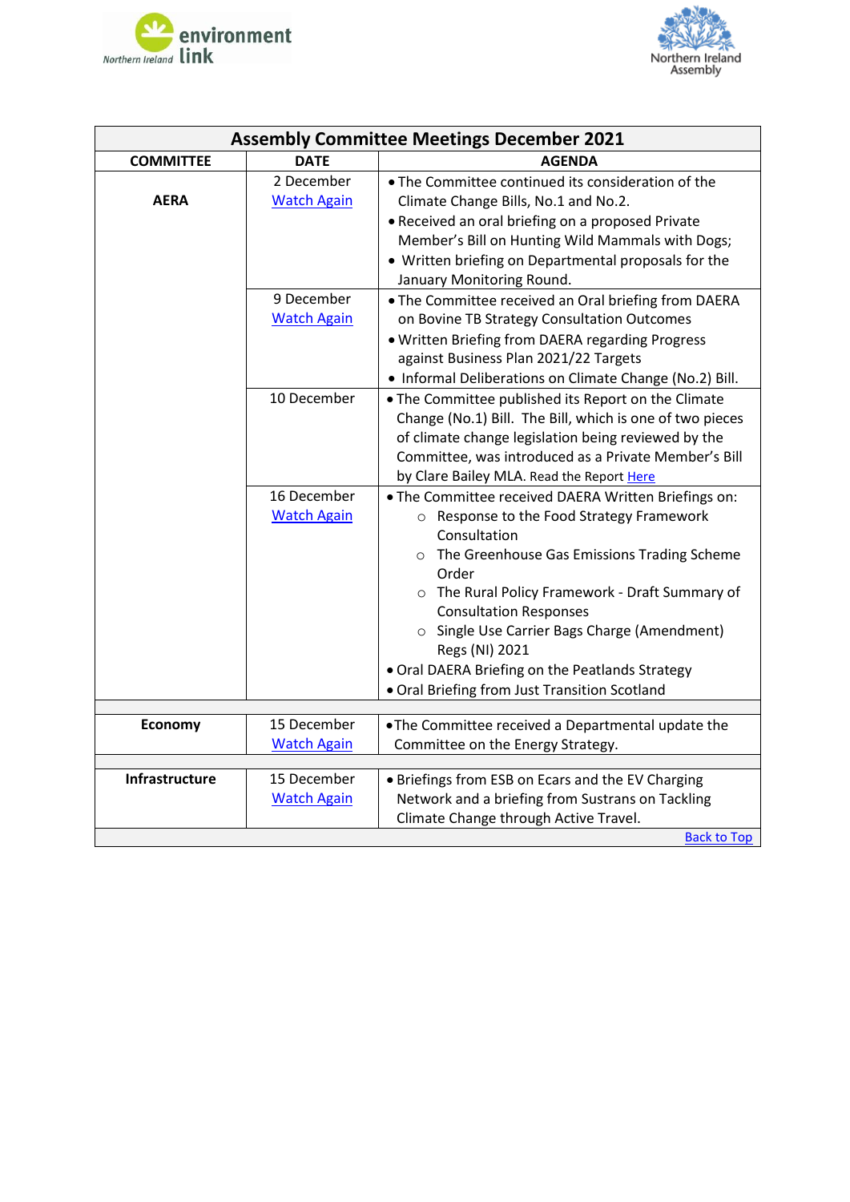| Assembly Committee Meetings December 2021 | | |
|---|---|---|
| **COMMITTEE** | **DATE** | **AGENDA** |
| **AERA** | 2 December<br>Watch Again | • The Committee continued its consideration of the Climate Change Bills, No.1 and No.2.<br>• Received an oral briefing on a proposed Private Member's Bill on Hunting Wild Mammals with Dogs;<br>• Written briefing on Departmental proposals for the January Monitoring Round. |
| | 9 December<br>Watch Again | • The Committee received an Oral briefing from DAERA on Bovine TB Strategy Consultation Outcomes<br>• Written Briefing from DAERA regarding Progress against Business Plan 2021/22 Targets<br>• Informal Deliberations on Climate Change (No.2) Bill. |
| | 10 December | • The Committee published its Report on the Climate Change (No.1) Bill. The Bill, which is one of two pieces of climate change legislation being reviewed by the Committee, was introduced as a Private Member's Bill by Clare Bailey MLA. Read the Report Here |
| | 16 December<br>Watch Again | • The Committee received DAERA Written Briefings on:<br>○ Response to the Food Strategy Framework Consultation<br>○ The Greenhouse Gas Emissions Trading Scheme Order<br>○ The Rural Policy Framework - Draft Summary of Consultation Responses<br>○ Single Use Carrier Bags Charge (Amendment) Regs (NI) 2021<br>• Oral DAERA Briefing on the Peatlands Strategy<br>• Oral Briefing from Just Transition Scotland |
| | | |
| **Economy** | 15 December<br>Watch Again | • The Committee received a Departmental update the Committee on the Energy Strategy. |
| | | |
| **Infrastructure** | 15 December<br>Watch Again | • Briefings from ESB on Ecars and the EV Charging Network and a briefing from Sustrans on Tackling Climate Change through Active Travel. |
| | | Back to Top |